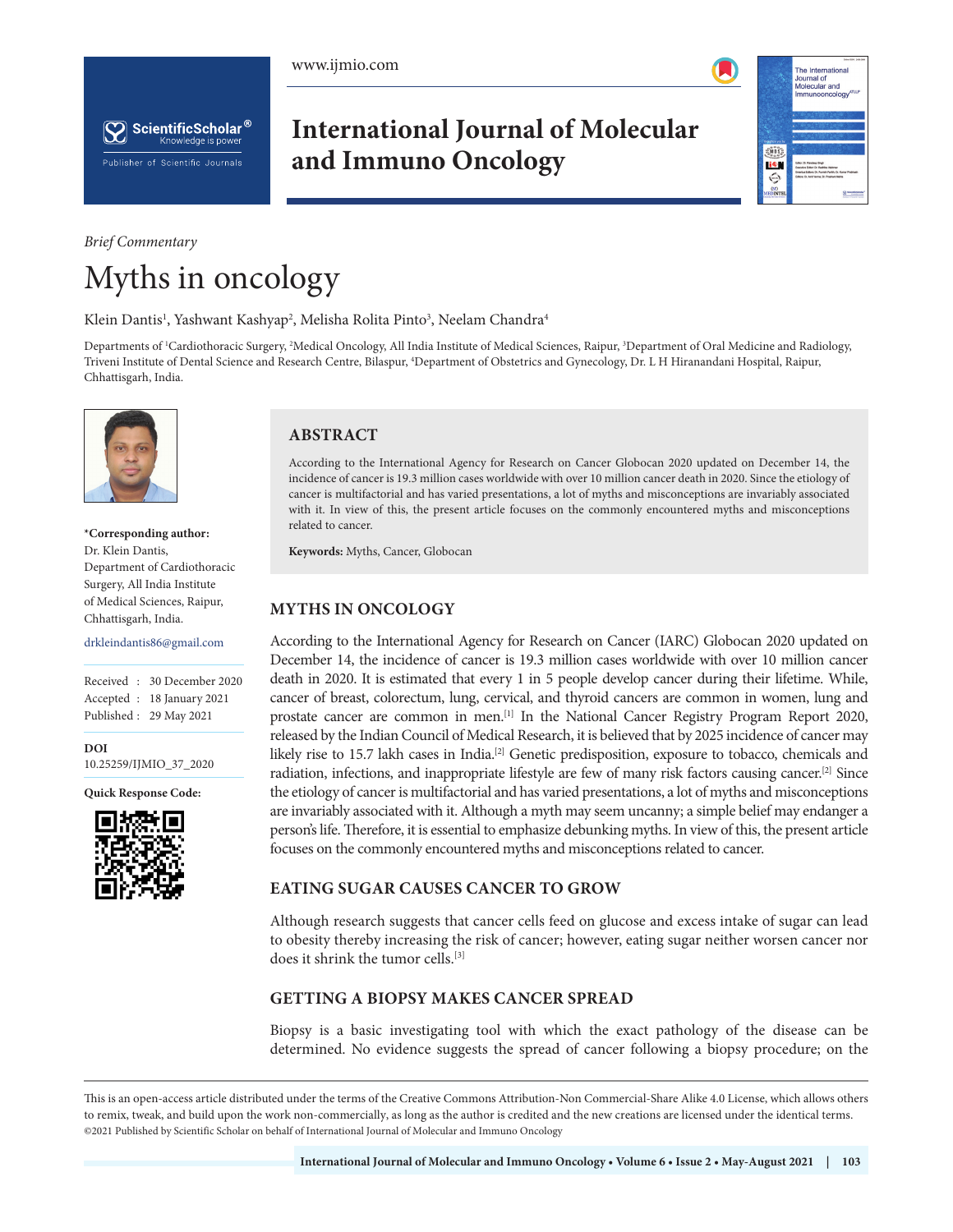*Brief Commentary*

# Myths in oncology

Klein Dantis[1], Yashwant Kashyap[2], Melisha Rolita Pinto[3], Neelam Chandra[4]

Departments of [1]Cardiothoracic Surgery, [2]Medical Oncology, All India Institute of Medical Sciences, Raipur, [3]Department of Oral Medicine and Radiology, Triveni Institute of Dental Science and Research Centre, Bilaspur, [4]Department of Obstetrics and Gynecology, Dr. L H Hiranandani Hospital, Raipur, Chhattisgarh, India.

**\*Corresponding author:**
Dr. Klein Dantis,
Department of Cardiothoracic Surgery, All India Institute of Medical Sciences, Raipur, Chhattisgarh, India.

drkleindantis86@gmail.com

Received : 30 December 2020
Accepted : 18 January 2021
Published : 29 May 2021

**DOI**
10.25259/IJMIO_37_2020

**Quick Response Code:**

## ABSTRACT

According to the International Agency for Research on Cancer Globocan 2020 updated on December 14, the incidence of cancer is 19.3 million cases worldwide with over 10 million cancer death in 2020. Since the etiology of cancer is multifactorial and has varied presentations, a lot of myths and misconceptions are invariably associated with it. In view of this, the present article focuses on the commonly encountered myths and misconceptions related to cancer.

**Keywords:** Myths, Cancer, Globocan

## MYTHS IN ONCOLOGY

According to the International Agency for Research on Cancer (IARC) Globocan 2020 updated on December 14, the incidence of cancer is 19.3 million cases worldwide with over 10 million cancer death in 2020. It is estimated that every 1 in 5 people develop cancer during their lifetime. While, cancer of breast, colorectum, lung, cervical, and thyroid cancers are common in women, lung and prostate cancer are common in men.[1] In the National Cancer Registry Program Report 2020, released by the Indian Council of Medical Research, it is believed that by 2025 incidence of cancer may likely rise to 15.7 lakh cases in India.[2] Genetic predisposition, exposure to tobacco, chemicals and radiation, infections, and inappropriate lifestyle are few of many risk factors causing cancer.[2] Since the etiology of cancer is multifactorial and has varied presentations, a lot of myths and misconceptions are invariably associated with it. Although a myth may seem uncanny; a simple belief may endanger a person's life. Therefore, it is essential to emphasize debunking myths. In view of this, the present article focuses on the commonly encountered myths and misconceptions related to cancer.

## EATING SUGAR CAUSES CANCER TO GROW

Although research suggests that cancer cells feed on glucose and excess intake of sugar can lead to obesity thereby increasing the risk of cancer; however, eating sugar neither worsen cancer nor does it shrink the tumor cells.[3]

## GETTING A BIOPSY MAKES CANCER SPREAD

Biopsy is a basic investigating tool with which the exact pathology of the disease can be determined. No evidence suggests the spread of cancer following a biopsy procedure; on the

This is an open-access article distributed under the terms of the Creative Commons Attribution-Non Commercial-Share Alike 4.0 License, which allows others to remix, tweak, and build upon the work non-commercially, as long as the author is credited and the new creations are licensed under the identical terms.
©2021 Published by Scientific Scholar on behalf of International Journal of Molecular and Immuno Oncology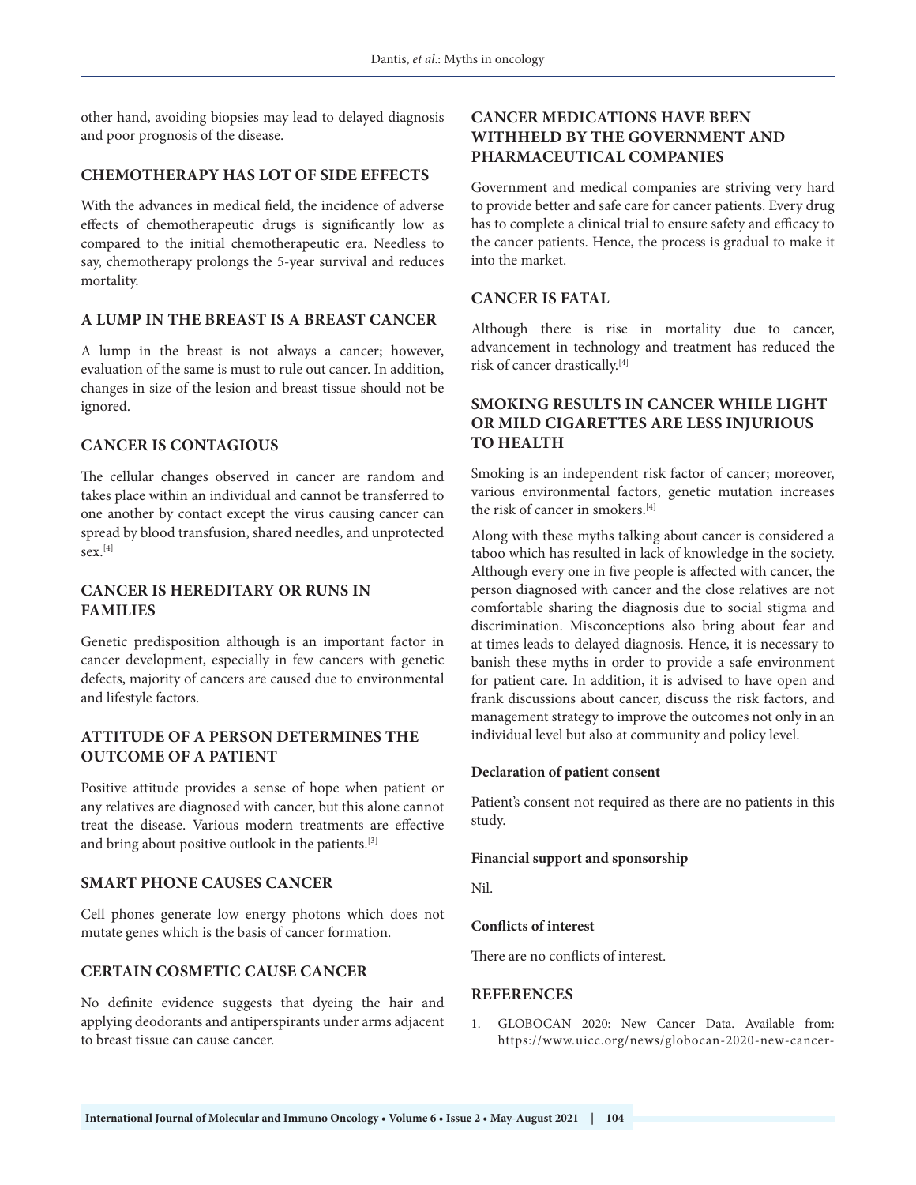other hand, avoiding biopsies may lead to delayed diagnosis and poor prognosis of the disease.

## CHEMOTHERAPY HAS LOT OF SIDE EFFECTS

With the advances in medical field, the incidence of adverse effects of chemotherapeutic drugs is significantly low as compared to the initial chemotherapeutic era. Needless to say, chemotherapy prolongs the 5-year survival and reduces mortality.

## A LUMP IN THE BREAST IS A BREAST CANCER

A lump in the breast is not always a cancer; however, evaluation of the same is must to rule out cancer. In addition, changes in size of the lesion and breast tissue should not be ignored.

## CANCER IS CONTAGIOUS

The cellular changes observed in cancer are random and takes place within an individual and cannot be transferred to one another by contact except the virus causing cancer can spread by blood transfusion, shared needles, and unprotected sex.[4]

## CANCER IS HEREDITARY OR RUNS IN FAMILIES

Genetic predisposition although is an important factor in cancer development, especially in few cancers with genetic defects, majority of cancers are caused due to environmental and lifestyle factors.

## ATTITUDE OF A PERSON DETERMINES THE OUTCOME OF A PATIENT

Positive attitude provides a sense of hope when patient or any relatives are diagnosed with cancer, but this alone cannot treat the disease. Various modern treatments are effective and bring about positive outlook in the patients.[3]

## SMART PHONE CAUSES CANCER

Cell phones generate low energy photons which does not mutate genes which is the basis of cancer formation.

## CERTAIN COSMETIC CAUSE CANCER

No definite evidence suggests that dyeing the hair and applying deodorants and antiperspirants under arms adjacent to breast tissue can cause cancer.

## CANCER MEDICATIONS HAVE BEEN WITHHELD BY THE GOVERNMENT AND PHARMACEUTICAL COMPANIES

Government and medical companies are striving very hard to provide better and safe care for cancer patients. Every drug has to complete a clinical trial to ensure safety and efficacy to the cancer patients. Hence, the process is gradual to make it into the market.

## CANCER IS FATAL

Although there is rise in mortality due to cancer, advancement in technology and treatment has reduced the risk of cancer drastically.[4]

## SMOKING RESULTS IN CANCER WHILE LIGHT OR MILD CIGARETTES ARE LESS INJURIOUS TO HEALTH

Smoking is an independent risk factor of cancer; moreover, various environmental factors, genetic mutation increases the risk of cancer in smokers.[4]

Along with these myths talking about cancer is considered a taboo which has resulted in lack of knowledge in the society. Although every one in five people is affected with cancer, the person diagnosed with cancer and the close relatives are not comfortable sharing the diagnosis due to social stigma and discrimination. Misconceptions also bring about fear and at times leads to delayed diagnosis. Hence, it is necessary to banish these myths in order to provide a safe environment for patient care. In addition, it is advised to have open and frank discussions about cancer, discuss the risk factors, and management strategy to improve the outcomes not only in an individual level but also at community and policy level.

### Declaration of patient consent

Patient's consent not required as there are no patients in this study.

### Financial support and sponsorship

Nil.

### Conflicts of interest

There are no conflicts of interest.

## REFERENCES

1. GLOBOCAN 2020: New Cancer Data. Available from: https://www.uicc.org/news/globocan-2020-new-cancer-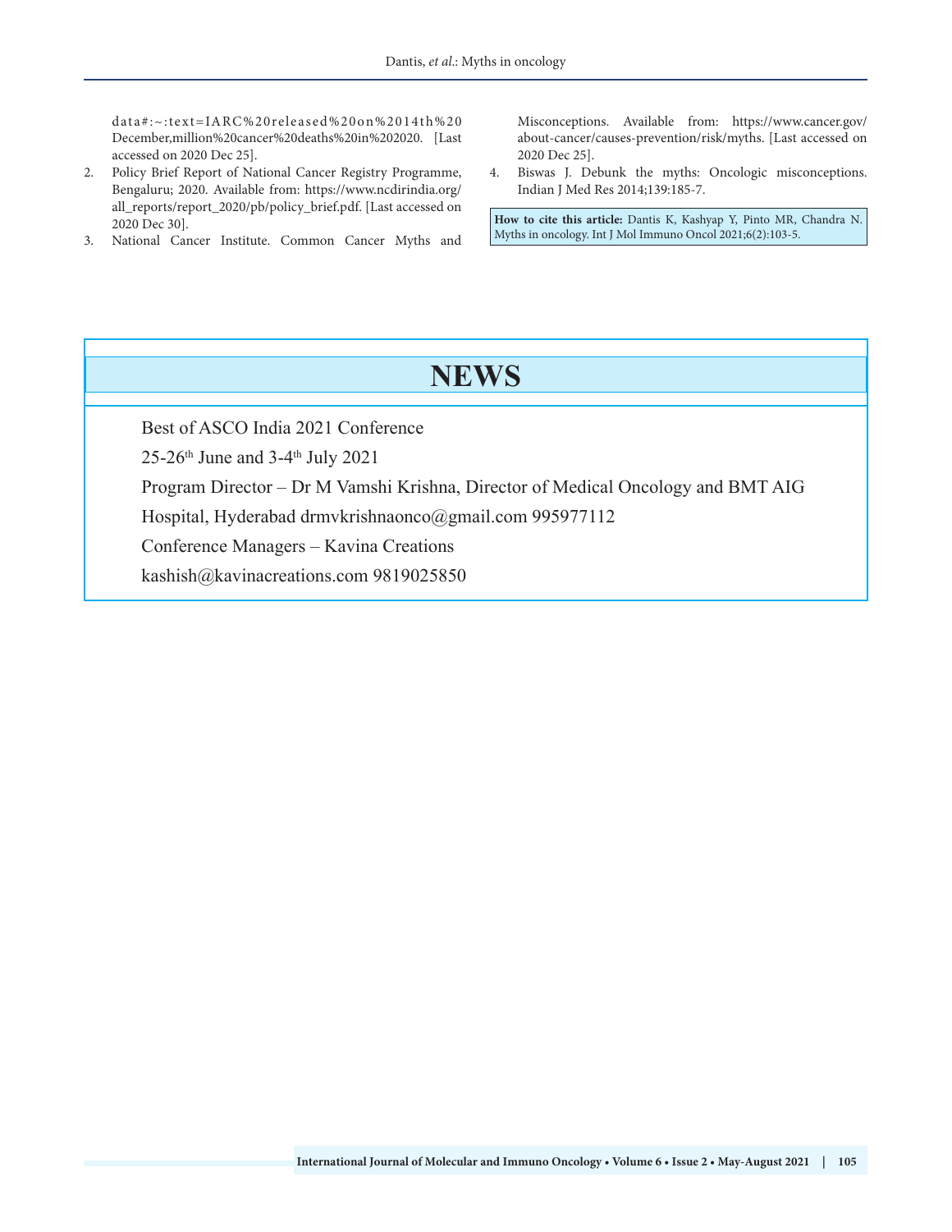data#:~:text=IARC%20released%20on%2014th%20December,million%20cancer%20deaths%20in%202020. [Last accessed on 2020 Dec 25].

2. Policy Brief Report of National Cancer Registry Programme, Bengaluru; 2020. Available from: https://www.ncdirindia.org/all_reports/report_2020/pb/policy_brief.pdf. [Last accessed on 2020 Dec 30].
3. National Cancer Institute. Common Cancer Myths and Misconceptions. Available from: https://www.cancer.gov/about-cancer/causes-prevention/risk/myths. [Last accessed on 2020 Dec 25].
4. Biswas J. Debunk the myths: Oncologic misconceptions. Indian J Med Res 2014;139:185-7.

**How to cite this article:** Dantis K, Kashyap Y, Pinto MR, Chandra N. Myths in oncology. Int J Mol Immuno Oncol 2021;6(2):103-5.

# NEWS

Best of ASCO India 2021 Conference

25-26th June and 3-4th July 2021

Program Director – Dr M Vamshi Krishna, Director of Medical Oncology and BMT AIG Hospital, Hyderabad drmvkrishnaonco@gmail.com 995977112

Conference Managers – Kavina Creations

kashish@kavinacreations.com 9819025850